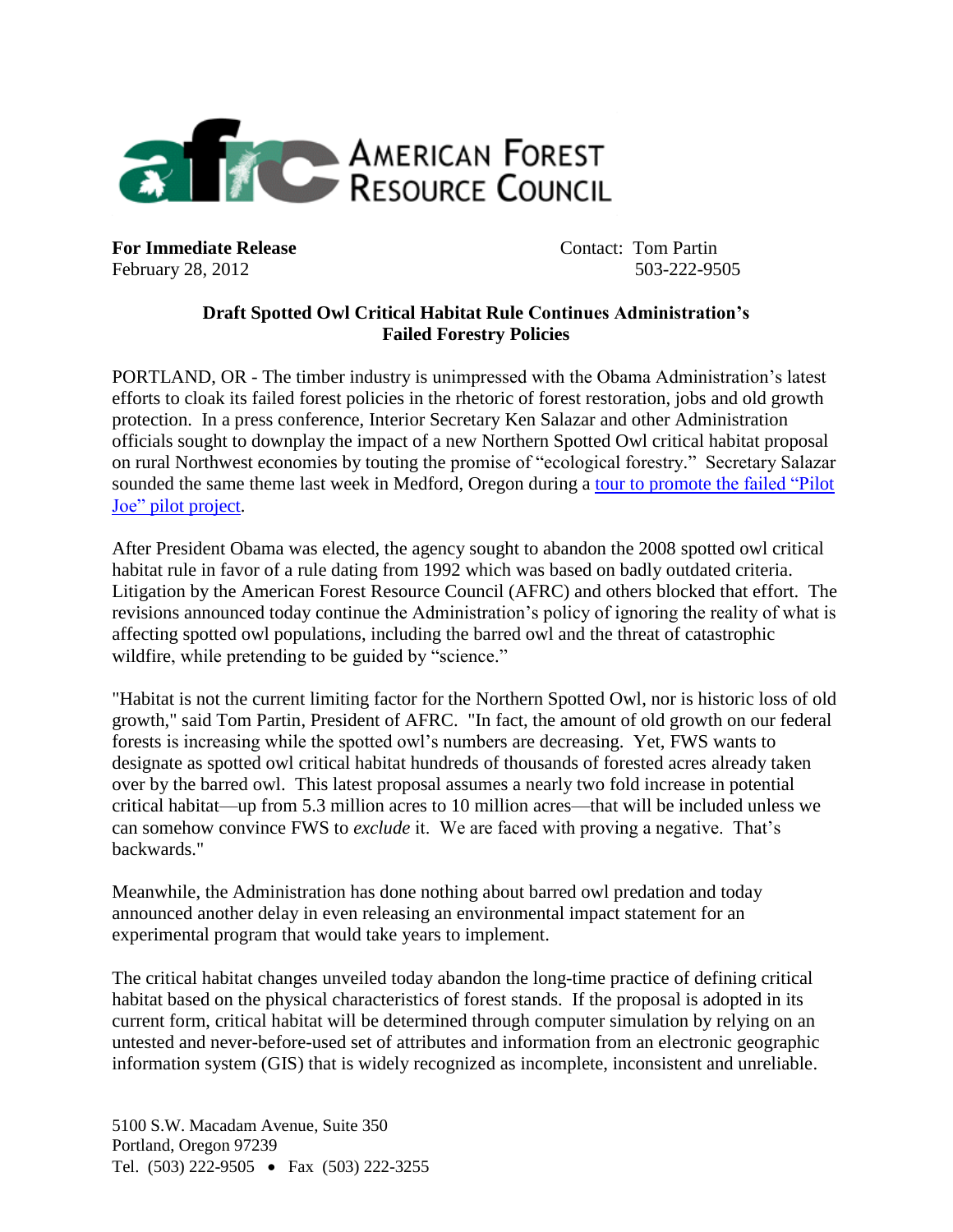# American Forest Resource Council

**For Immediate Release**
February 28, 2012

Contact: Tom Partin
503-222-9505

**Draft Spotted Owl Critical Habitat Rule Continues Administration's Failed Forestry Policies**

PORTLAND, OR - The timber industry is unimpressed with the Obama Administration's latest efforts to cloak its failed forest policies in the rhetoric of forest restoration, jobs and old growth protection. In a press conference, Interior Secretary Ken Salazar and other Administration officials sought to downplay the impact of a new Northern Spotted Owl critical habitat proposal on rural Northwest economies by touting the promise of "ecological forestry." Secretary Salazar sounded the same theme last week in Medford, Oregon during a tour to promote the failed "Pilot Joe" pilot project.

After President Obama was elected, the agency sought to abandon the 2008 spotted owl critical habitat rule in favor of a rule dating from 1992 which was based on badly outdated criteria. Litigation by the American Forest Resource Council (AFRC) and others blocked that effort. The revisions announced today continue the Administration's policy of ignoring the reality of what is affecting spotted owl populations, including the barred owl and the threat of catastrophic wildfire, while pretending to be guided by "science."

"Habitat is not the current limiting factor for the Northern Spotted Owl, nor is historic loss of old growth," said Tom Partin, President of AFRC. "In fact, the amount of old growth on our federal forests is increasing while the spotted owl's numbers are decreasing. Yet, FWS wants to designate as spotted owl critical habitat hundreds of thousands of forested acres already taken over by the barred owl. This latest proposal assumes a nearly two fold increase in potential critical habitat—up from 5.3 million acres to 10 million acres—that will be included unless we can somehow convince FWS to *exclude* it. We are faced with proving a negative. That's backwards."

Meanwhile, the Administration has done nothing about barred owl predation and today announced another delay in even releasing an environmental impact statement for an experimental program that would take years to implement.

The critical habitat changes unveiled today abandon the long-time practice of defining critical habitat based on the physical characteristics of forest stands. If the proposal is adopted in its current form, critical habitat will be determined through computer simulation by relying on an untested and never-before-used set of attributes and information from an electronic geographic information system (GIS) that is widely recognized as incomplete, inconsistent and unreliable.

5100 S.W. Macadam Avenue, Suite 350
Portland, Oregon 97239
Tel. (503) 222-9505 • Fax (503) 222-3255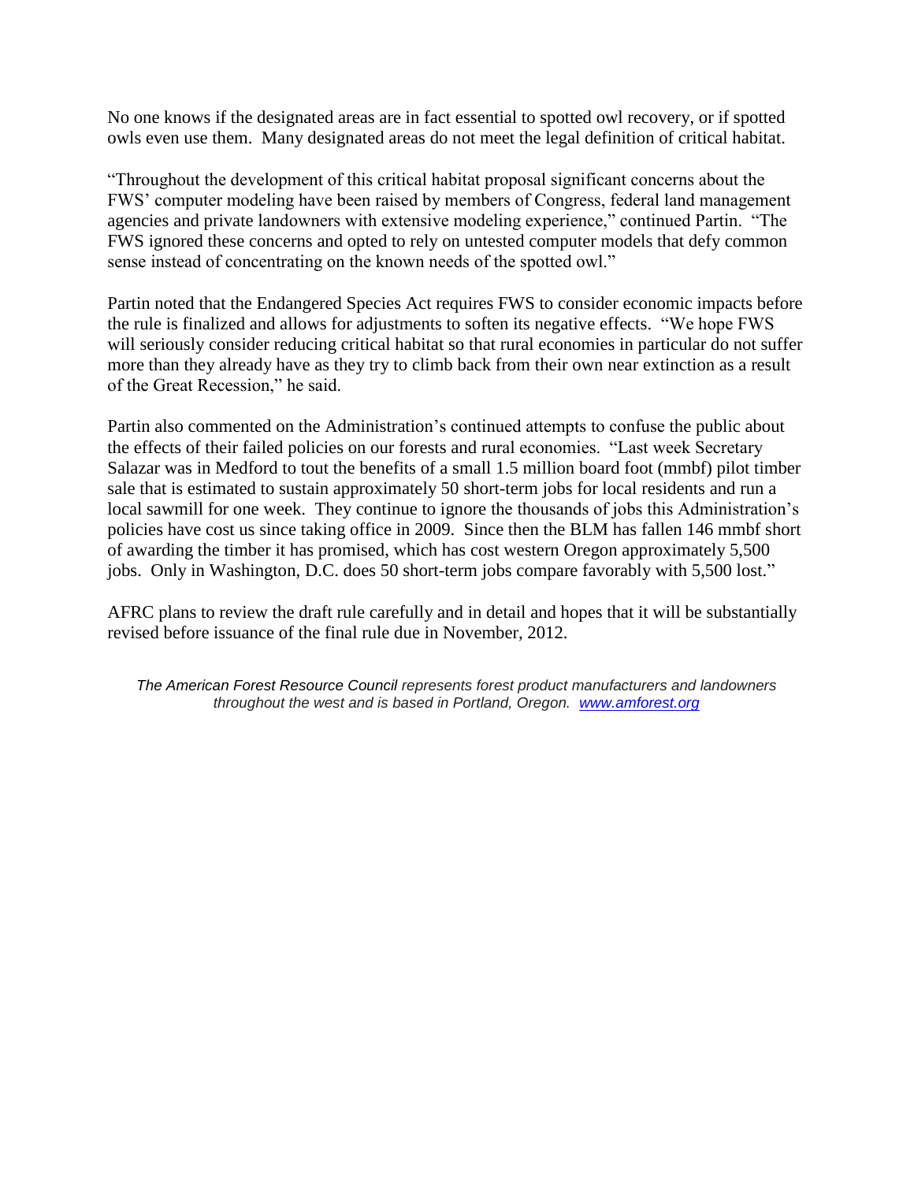No one knows if the designated areas are in fact essential to spotted owl recovery, or if spotted owls even use them. Many designated areas do not meet the legal definition of critical habitat.

"Throughout the development of this critical habitat proposal significant concerns about the FWS' computer modeling have been raised by members of Congress, federal land management agencies and private landowners with extensive modeling experience," continued Partin. "The FWS ignored these concerns and opted to rely on untested computer models that defy common sense instead of concentrating on the known needs of the spotted owl."

Partin noted that the Endangered Species Act requires FWS to consider economic impacts before the rule is finalized and allows for adjustments to soften its negative effects. "We hope FWS will seriously consider reducing critical habitat so that rural economies in particular do not suffer more than they already have as they try to climb back from their own near extinction as a result of the Great Recession," he said.

Partin also commented on the Administration's continued attempts to confuse the public about the effects of their failed policies on our forests and rural economies. "Last week Secretary Salazar was in Medford to tout the benefits of a small 1.5 million board foot (mmbf) pilot timber sale that is estimated to sustain approximately 50 short-term jobs for local residents and run a local sawmill for one week. They continue to ignore the thousands of jobs this Administration's policies have cost us since taking office in 2009. Since then the BLM has fallen 146 mmbf short of awarding the timber it has promised, which has cost western Oregon approximately 5,500 jobs. Only in Washington, D.C. does 50 short-term jobs compare favorably with 5,500 lost."

AFRC plans to review the draft rule carefully and in detail and hopes that it will be substantially revised before issuance of the final rule due in November, 2012.

*The American Forest Resource Council represents forest product manufacturers and landowners throughout the west and is based in Portland, Oregon. [www.amforest.org](http://www.amforest.org)*